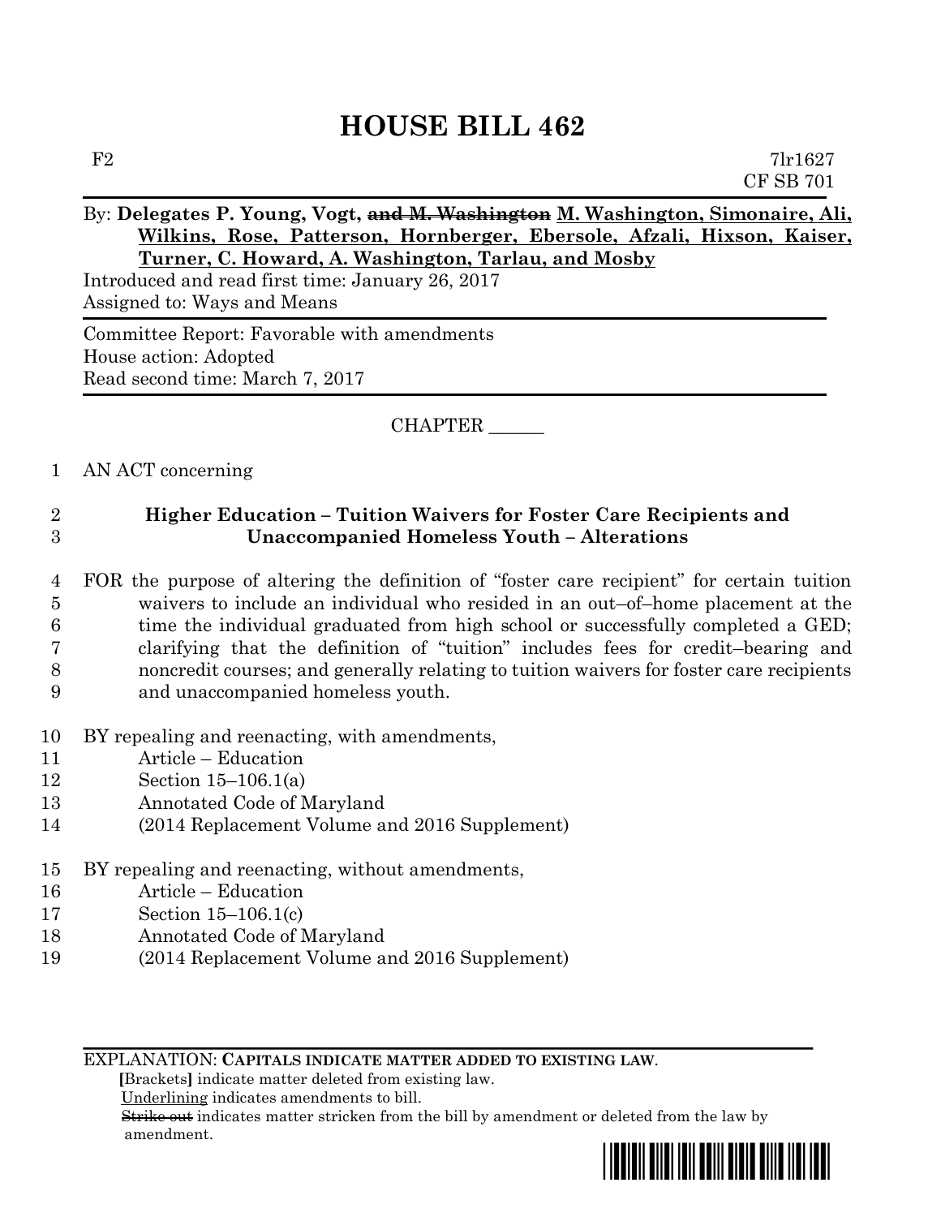# HOUSE BILL 462

F2 7lr1627
CF SB 701

By: **Delegates P. Young, Vogt, ~~and M. Washington~~ M. Washington, Simonaire, Ali, Wilkins, Rose, Patterson, Hornberger, Ebersole, Afzali, Hixson, Kaiser, Turner, C. Howard, A. Washington, Tarlau, and Mosby**

Introduced and read first time: January 26, 2017
Assigned to: Ways and Means

Committee Report: Favorable with amendments
House action: Adopted
Read second time: March 7, 2017

CHAPTER ______

1 AN ACT concerning

2 **Higher Education – Tuition Waivers for Foster Care Recipients and**
3 **Unaccompanied Homeless Youth – Alterations**

4 FOR the purpose of altering the definition of "foster care recipient" for certain tuition
5 waivers to include an individual who resided in an out–of–home placement at the
6 time the individual graduated from high school or successfully completed a GED;
7 clarifying that the definition of "tuition" includes fees for credit–bearing and
8 noncredit courses; and generally relating to tuition waivers for foster care recipients
9 and unaccompanied homeless youth.

10 BY repealing and reenacting, with amendments,
11 Article – Education
12 Section 15–106.1(a)
13 Annotated Code of Maryland
14 (2014 Replacement Volume and 2016 Supplement)

15 BY repealing and reenacting, without amendments,
16 Article – Education
17 Section 15–106.1(c)
18 Annotated Code of Maryland
19 (2014 Replacement Volume and 2016 Supplement)

EXPLANATION: **CAPITALS INDICATE MATTER ADDED TO EXISTING LAW**.
**[**Brackets**]** indicate matter deleted from existing law.
Underlining indicates amendments to bill.
~~Strike out~~ indicates matter stricken from the bill by amendment or deleted from the law by amendment.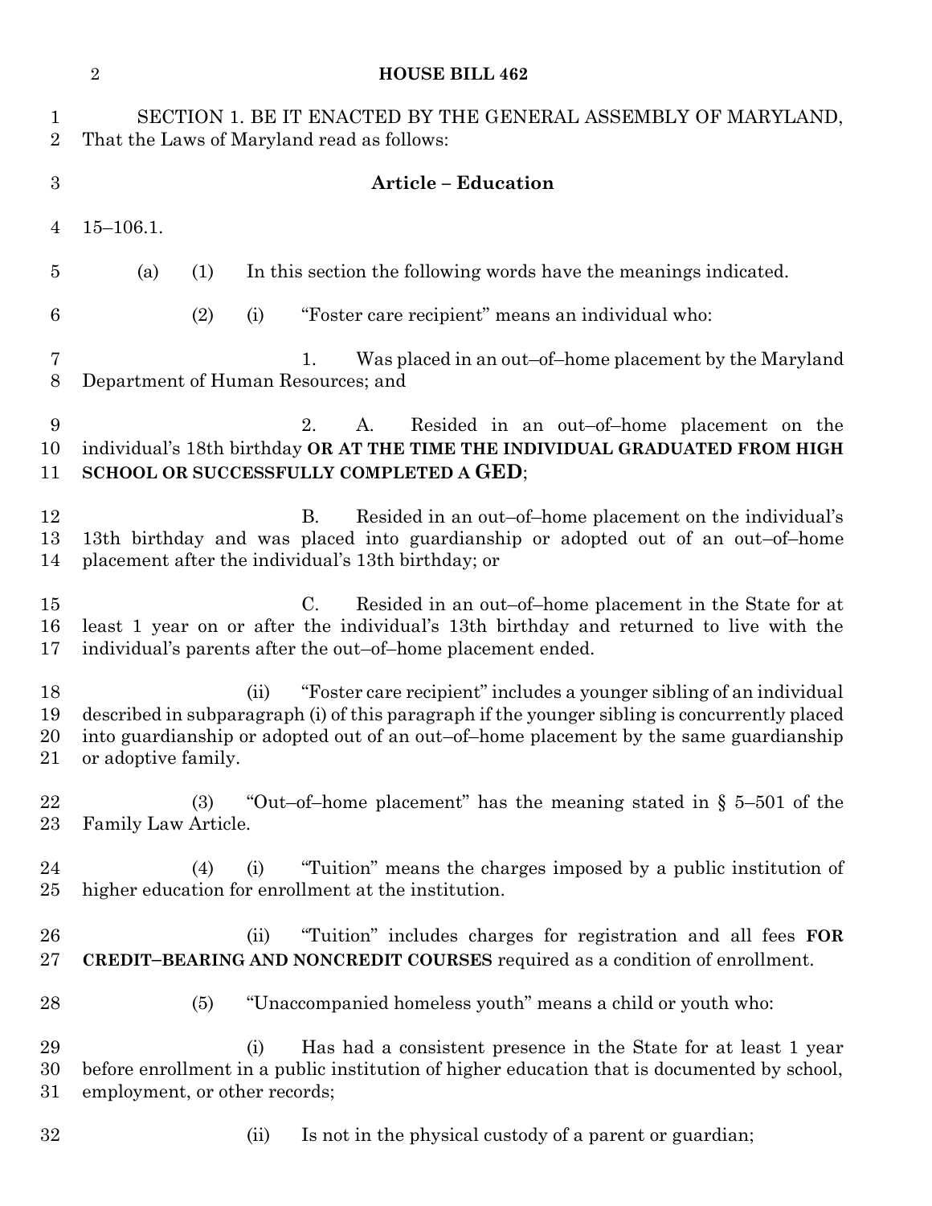SECTION 1. BE IT ENACTED BY THE GENERAL ASSEMBLY OF MARYLAND, That the Laws of Maryland read as follows:

**Article – Education**

15–106.1.

(a) (1) In this section the following words have the meanings indicated.

(2) (i) "Foster care recipient" means an individual who:

1. Was placed in an out–of–home placement by the Maryland Department of Human Resources; and

2. A. Resided in an out–of–home placement on the individual's 18th birthday **OR AT THE TIME THE INDIVIDUAL GRADUATED FROM HIGH SCHOOL OR SUCCESSFULLY COMPLETED A GED**;

B. Resided in an out–of–home placement on the individual's 13th birthday and was placed into guardianship or adopted out of an out–of–home placement after the individual's 13th birthday; or

C. Resided in an out–of–home placement in the State for at least 1 year on or after the individual's 13th birthday and returned to live with the individual's parents after the out–of–home placement ended.

(ii) "Foster care recipient" includes a younger sibling of an individual described in subparagraph (i) of this paragraph if the younger sibling is concurrently placed into guardianship or adopted out of an out–of–home placement by the same guardianship or adoptive family.

(3) "Out–of–home placement" has the meaning stated in § 5–501 of the Family Law Article.

(4) (i) "Tuition" means the charges imposed by a public institution of higher education for enrollment at the institution.

(ii) "Tuition" includes charges for registration and all fees **FOR CREDIT–BEARING AND NONCREDIT COURSES** required as a condition of enrollment.

(5) "Unaccompanied homeless youth" means a child or youth who:

(i) Has had a consistent presence in the State for at least 1 year before enrollment in a public institution of higher education that is documented by school, employment, or other records;

(ii) Is not in the physical custody of a parent or guardian;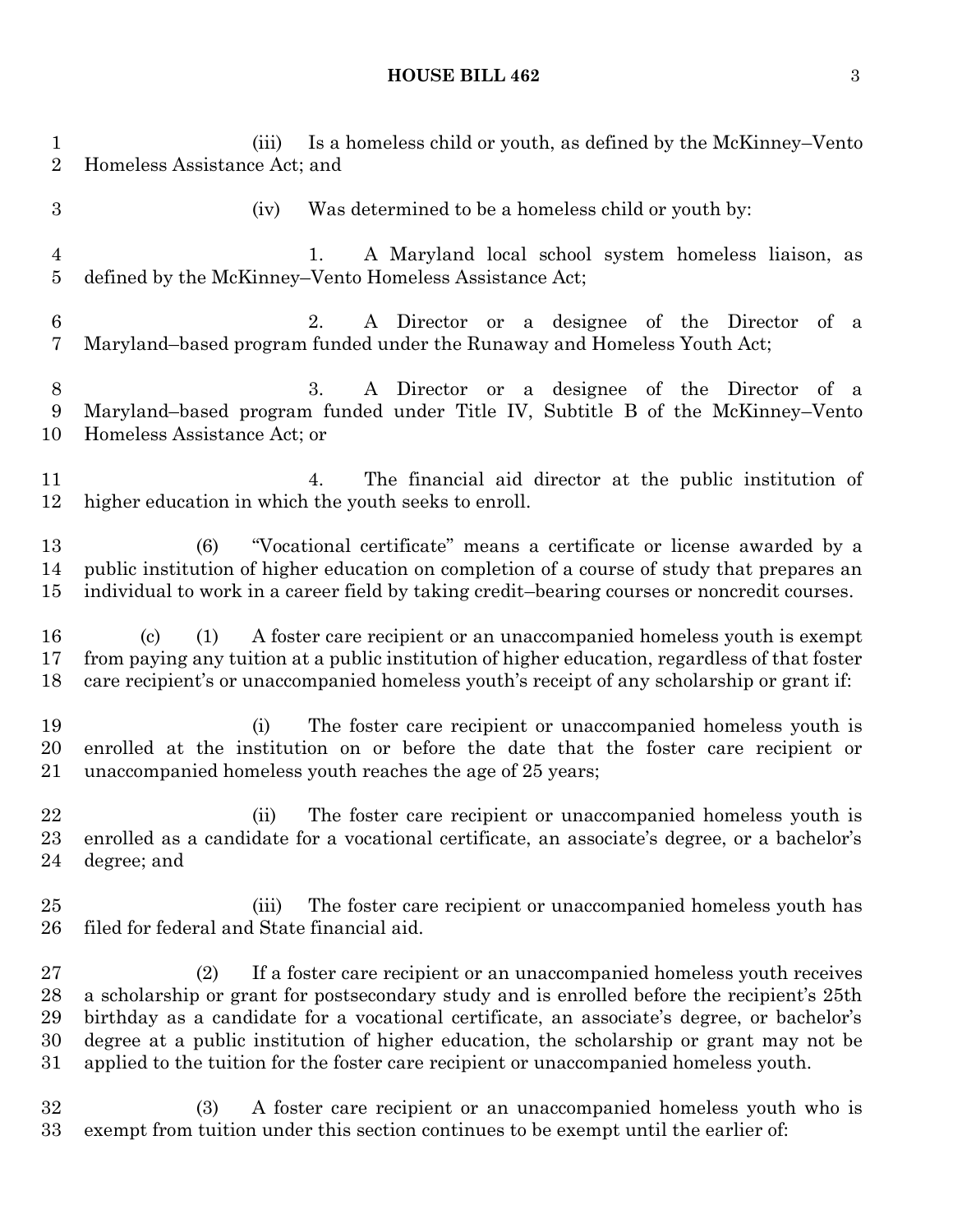(iii) Is a homeless child or youth, as defined by the McKinney–Vento Homeless Assistance Act; and

(iv) Was determined to be a homeless child or youth by:

1. A Maryland local school system homeless liaison, as defined by the McKinney–Vento Homeless Assistance Act;

2. A Director or a designee of the Director of a Maryland–based program funded under the Runaway and Homeless Youth Act;

3. A Director or a designee of the Director of a Maryland–based program funded under Title IV, Subtitle B of the McKinney–Vento Homeless Assistance Act; or

4. The financial aid director at the public institution of higher education in which the youth seeks to enroll.

(6) "Vocational certificate" means a certificate or license awarded by a public institution of higher education on completion of a course of study that prepares an individual to work in a career field by taking credit–bearing courses or noncredit courses.

(c) (1) A foster care recipient or an unaccompanied homeless youth is exempt from paying any tuition at a public institution of higher education, regardless of that foster care recipient's or unaccompanied homeless youth's receipt of any scholarship or grant if:

(i) The foster care recipient or unaccompanied homeless youth is enrolled at the institution on or before the date that the foster care recipient or unaccompanied homeless youth reaches the age of 25 years;

(ii) The foster care recipient or unaccompanied homeless youth is enrolled as a candidate for a vocational certificate, an associate's degree, or a bachelor's degree; and

(iii) The foster care recipient or unaccompanied homeless youth has filed for federal and State financial aid.

(2) If a foster care recipient or an unaccompanied homeless youth receives a scholarship or grant for postsecondary study and is enrolled before the recipient's 25th birthday as a candidate for a vocational certificate, an associate's degree, or bachelor's degree at a public institution of higher education, the scholarship or grant may not be applied to the tuition for the foster care recipient or unaccompanied homeless youth.

(3) A foster care recipient or an unaccompanied homeless youth who is exempt from tuition under this section continues to be exempt until the earlier of: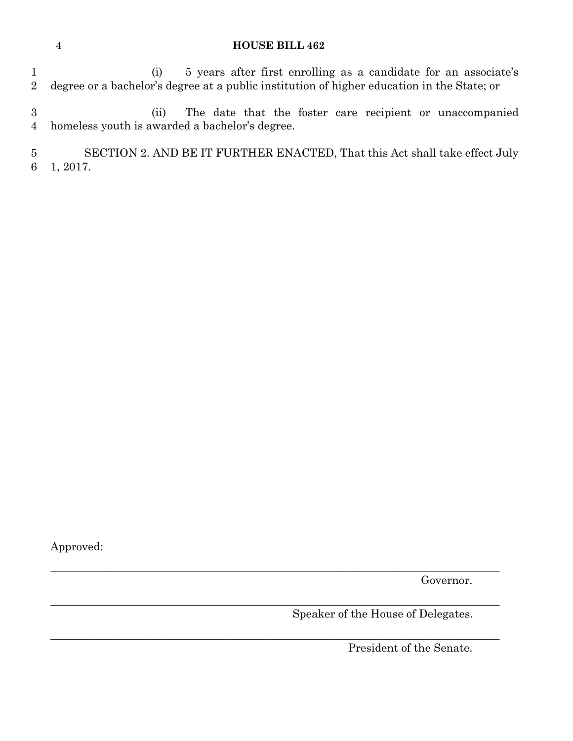(i) 5 years after first enrolling as a candidate for an associate's degree or a bachelor's degree at a public institution of higher education in the State; or

(ii) The date that the foster care recipient or unaccompanied homeless youth is awarded a bachelor's degree.

SECTION 2. AND BE IT FURTHER ENACTED, That this Act shall take effect July 1, 2017.

Approved:

\_\_\_\_\_\_\_\_\_\_\_\_\_\_\_\_\_\_\_\_\_\_\_\_\_\_\_\_\_\_\_\_\_\_\_\_\_\_\_\_
Governor.

\_\_\_\_\_\_\_\_\_\_\_\_\_\_\_\_\_\_\_\_\_\_\_\_\_\_\_\_\_\_\_\_\_\_\_\_\_\_\_\_
Speaker of the House of Delegates.

\_\_\_\_\_\_\_\_\_\_\_\_\_\_\_\_\_\_\_\_\_\_\_\_\_\_\_\_\_\_\_\_\_\_\_\_\_\_\_\_
President of the Senate.